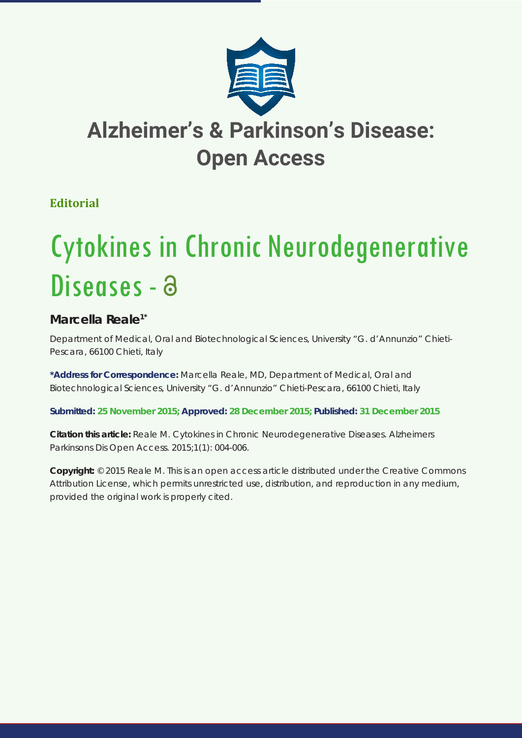# Alzheimer's & Parkinson's Disease: Open Access

**Editorial**

# Cytokines in Chronic Neurodegenerative Diseases

**Marcella Reale[1*]**

Department of Medical, Oral and Biotechnological Sciences, University "G. d'Annunzio" Chieti-Pescara, 66100 Chieti, Italy

**\*Address for Correspondence:** Marcella Reale, MD, Department of Medical, Oral and Biotechnological Sciences, University "G. d'Annunzio" Chieti-Pescara, 66100 Chieti, Italy

**Submitted: 25 November 2015; Approved: 28 December 2015; Published: 31 December 2015**

**Citation this article:** Reale M. Cytokines in Chronic Neurodegenerative Diseases. Alzheimers Parkinsons Dis Open Access. 2015;1(1): 004-006.

**Copyright:** © 2015 Reale M. This is an open access article distributed under the Creative Commons Attribution License, which permits unrestricted use, distribution, and reproduction in any medium, provided the original work is properly cited.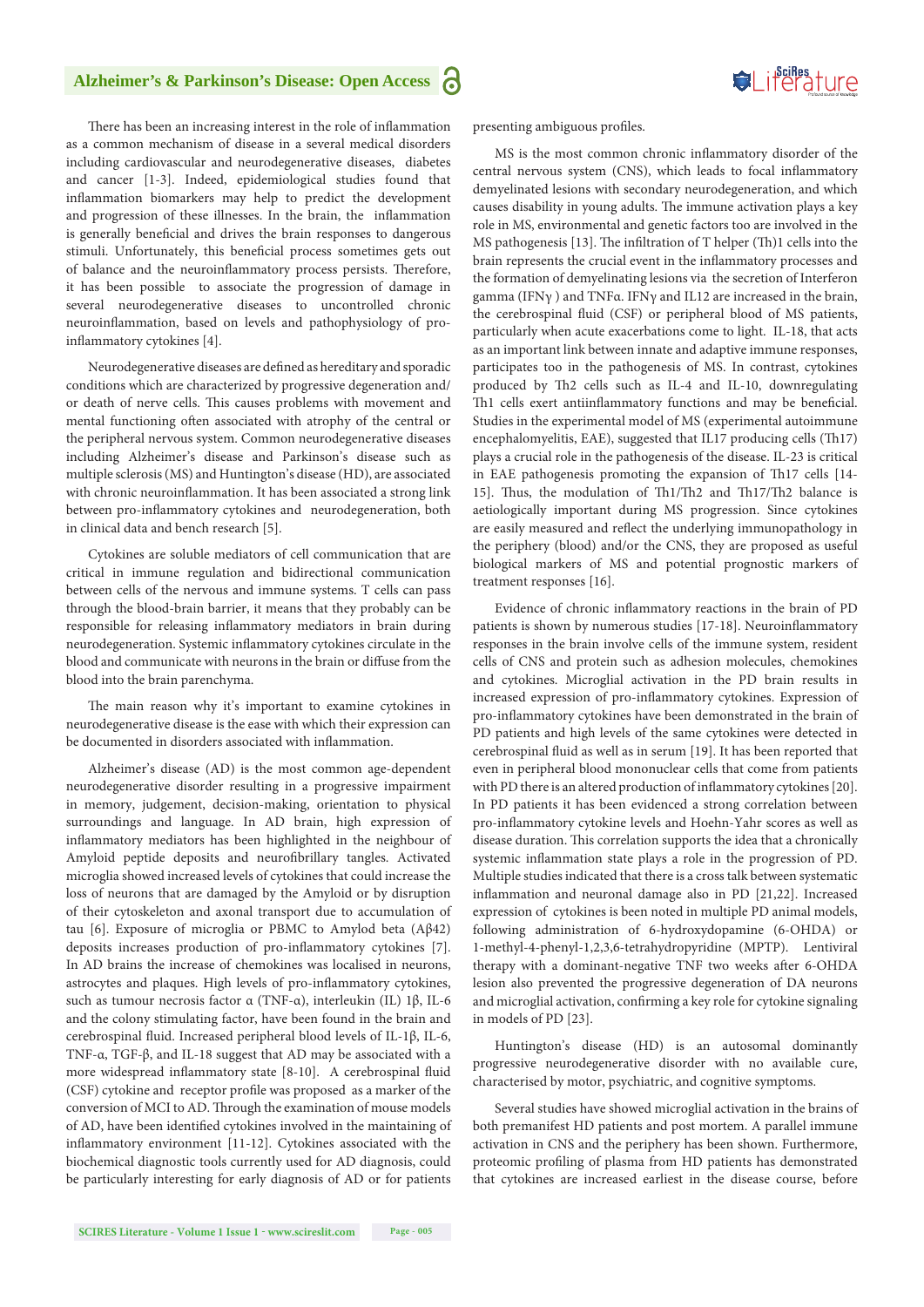There has been an increasing interest in the role of inflammation as a common mechanism of disease in a several medical disorders including cardiovascular and neurodegenerative diseases, diabetes and cancer [1-3]. Indeed, epidemiological studies found that inflammation biomarkers may help to predict the development and progression of these illnesses. In the brain, the inflammation is generally beneficial and drives the brain responses to dangerous stimuli. Unfortunately, this beneficial process sometimes gets out of balance and the neuroinflammatory process persists. Therefore, it has been possible to associate the progression of damage in several neurodegenerative diseases to uncontrolled chronic neuroinflammation, based on levels and pathophysiology of pro-inflammatory cytokines [4].

Neurodegenerative diseases are defined as hereditary and sporadic conditions which are characterized by progressive degeneration and/or death of nerve cells. This causes problems with movement and mental functioning often associated with atrophy of the central or the peripheral nervous system. Common neurodegenerative diseases including Alzheimer's disease and Parkinson's disease such as multiple sclerosis (MS) and Huntington's disease (HD), are associated with chronic neuroinflammation. It has been associated a strong link between pro-inflammatory cytokines and neurodegeneration, both in clinical data and bench research [5].

Cytokines are soluble mediators of cell communication that are critical in immune regulation and bidirectional communication between cells of the nervous and immune systems. T cells can pass through the blood-brain barrier, it means that they probably can be responsible for releasing inflammatory mediators in brain during neurodegeneration. Systemic inflammatory cytokines circulate in the blood and communicate with neurons in the brain or diffuse from the blood into the brain parenchyma.

The main reason why it's important to examine cytokines in neurodegenerative disease is the ease with which their expression can be documented in disorders associated with inflammation.

Alzheimer's disease (AD) is the most common age-dependent neurodegenerative disorder resulting in a progressive impairment in memory, judgement, decision-making, orientation to physical surroundings and language. In AD brain, high expression of inflammatory mediators has been highlighted in the neighbour of Amyloid peptide deposits and neurofibrillary tangles. Activated microglia showed increased levels of cytokines that could increase the loss of neurons that are damaged by the Amyloid or by disruption of their cytoskeleton and axonal transport due to accumulation of tau [6]. Exposure of microglia or PBMC to Amylod beta (Aβ42) deposits increases production of pro-inflammatory cytokines [7]. In AD brains the increase of chemokines was localised in neurons, astrocytes and plaques. High levels of pro-inflammatory cytokines, such as tumour necrosis factor α (TNF-α), interleukin (IL) 1β, IL-6 and the colony stimulating factor, have been found in the brain and cerebrospinal fluid. Increased peripheral blood levels of IL-1β, IL-6, TNF-α, TGF-β, and IL-18 suggest that AD may be associated with a more widespread inflammatory state [8-10]. A cerebrospinal fluid (CSF) cytokine and receptor profile was proposed as a marker of the conversion of MCI to AD. Through the examination of mouse models of AD, have been identified cytokines involved in the maintaining of inflammatory environment [11-12]. Cytokines associated with the biochemical diagnostic tools currently used for AD diagnosis, could be particularly interesting for early diagnosis of AD or for patients presenting ambiguous profiles.

MS is the most common chronic inflammatory disorder of the central nervous system (CNS), which leads to focal inflammatory demyelinated lesions with secondary neurodegeneration, and which causes disability in young adults. The immune activation plays a key role in MS, environmental and genetic factors too are involved in the MS pathogenesis [13]. The infiltration of T helper (Th)1 cells into the brain represents the crucial event in the inflammatory processes and the formation of demyelinating lesions via the secretion of Interferon gamma (IFNγ) and TNFα. IFNγ and IL12 are increased in the brain, the cerebrospinal fluid (CSF) or peripheral blood of MS patients, particularly when acute exacerbations come to light. IL-18, that acts as an important link between innate and adaptive immune responses, participates too in the pathogenesis of MS. In contrast, cytokines produced by Th2 cells such as IL-4 and IL-10, downregulating Th1 cells exert antiinflammatory functions and may be beneficial. Studies in the experimental model of MS (experimental autoimmune encephalomyelitis, EAE), suggested that IL17 producing cells (Th17) plays a crucial role in the pathogenesis of the disease. IL-23 is critical in EAE pathogenesis promoting the expansion of Th17 cells [14-15]. Thus, the modulation of Th1/Th2 and Th17/Th2 balance is aetiologically important during MS progression. Since cytokines are easily measured and reflect the underlying immunopathology in the periphery (blood) and/or the CNS, they are proposed as useful biological markers of MS and potential prognostic markers of treatment responses [16].

Evidence of chronic inflammatory reactions in the brain of PD patients is shown by numerous studies [17-18]. Neuroinflammatory responses in the brain involve cells of the immune system, resident cells of CNS and protein such as adhesion molecules, chemokines and cytokines. Microglial activation in the PD brain results in increased expression of pro-inflammatory cytokines. Expression of pro-inflammatory cytokines have been demonstrated in the brain of PD patients and high levels of the same cytokines were detected in cerebrospinal fluid as well as in serum [19]. It has been reported that even in peripheral blood mononuclear cells that come from patients with PD there is an altered production of inflammatory cytokines [20]. In PD patients it has been evidenced a strong correlation between pro-inflammatory cytokine levels and Hoehn-Yahr scores as well as disease duration. This correlation supports the idea that a chronically systemic inflammation state plays a role in the progression of PD. Multiple studies indicated that there is a cross talk between systematic inflammation and neuronal damage also in PD [21,22]. Increased expression of cytokines is been noted in multiple PD animal models, following administration of 6-hydroxydopamine (6-OHDA) or 1-methyl-4-phenyl-1,2,3,6-tetrahydropyridine (MPTP). Lentiviral therapy with a dominant-negative TNF two weeks after 6-OHDA lesion also prevented the progressive degeneration of DA neurons and microglial activation, confirming a key role for cytokine signaling in models of PD [23].

Huntington's disease (HD) is an autosomal dominantly progressive neurodegenerative disorder with no available cure, characterised by motor, psychiatric, and cognitive symptoms.

Several studies have showed microglial activation in the brains of both premanifest HD patients and post mortem. A parallel immune activation in CNS and the periphery has been shown. Furthermore, proteomic profiling of plasma from HD patients has demonstrated that cytokines are increased earliest in the disease course, before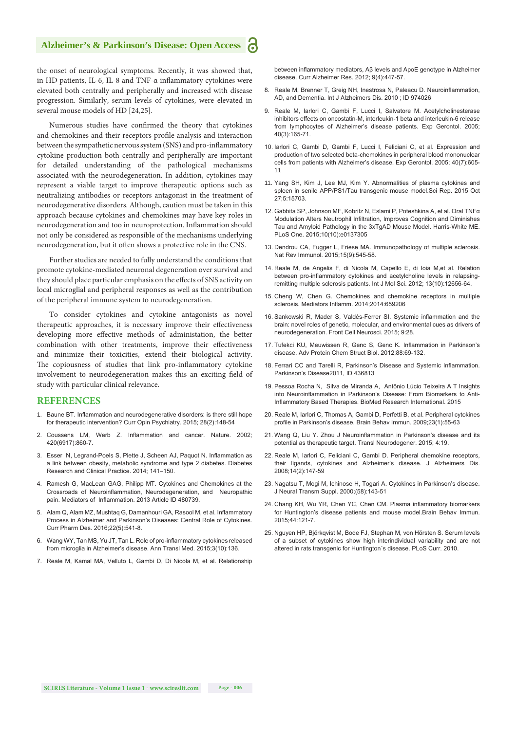the onset of neurological symptoms. Recently, it was showed that, in HD patients, IL-6, IL-8 and TNF-α inflammatory cytokines were elevated both centrally and peripherally and increased with disease progression. Similarly, serum levels of cytokines, were elevated in several mouse models of HD [24,25].

Numerous studies have confirmed the theory that cytokines and chemokines and their receptors profile analysis and interaction between the sympathetic nervous system (SNS) and pro-inflammatory cytokine production both centrally and peripherally are important for detailed understanding of the pathological mechanisms associated with the neurodegeneration. In addition, cytokines may represent a viable target to improve therapeutic options such as neutralizing antibodies or receptors antagonist in the treatment of neurodegenerative disorders. Although, caution must be taken in this approach because cytokines and chemokines may have key roles in neurodegeneration and too in neuroprotection. Inflammation should not only be considered as responsible of the mechanisms underlying neurodegeneration, but it often shows a protective role in the CNS.

Further studies are needed to fully understand the conditions that promote cytokine-mediated neuronal degeneration over survival and they should place particular emphasis on the effects of SNS activity on local microglial and peripheral responses as well as the contribution of the peripheral immune system to neurodegeneration.

To consider cytokines and cytokine antagonists as novel therapeutic approaches, it is necessary improve their effectiveness developing more effective methods of administation, the better combination with other treatments, improve their effectiveness and minimize their toxicities, extend their biological activity. The copiousness of studies that link pro-inflammatory cytokine involvement to neurodegeneration makes this an exciting field of study with particular clinical relevance.

## REFERENCES

1. Baune BT. Inflammation and neurodegenerative disorders: is there still hope for therapeutic intervention? Curr Opin Psychiatry. 2015; 28(2):148-54
2. Coussens LM, Werb Z. Inflammation and cancer. Nature. 2002; 420(6917):860-7.
3. Esser N, Legrand-Poels S, Piette J, Scheen AJ, Paquot N. Inflammation as a link between obesity, metabolic syndrome and type 2 diabetes. Diabetes Research and Clinical Practice. 2014; 141–150.
4. Ramesh G, MacLean GAG, Philipp MT. Cytokines and Chemokines at the Crossroads of Neuroinflammation, Neurodegeneration, and Neuropathic pain. Mediators of Inflammation. 2013 Article ID 480739.
5. Alam Q, Alam MZ, Mushtaq G, Damanhouri GA, Rasool M, et al. Inflammatory Process in Alzheimer and Parkinson's Diseases: Central Role of Cytokines. Curr Pharm Des. 2016;22(5):541-8.
6. Wang WY, Tan MS, Yu JT, Tan L. Role of pro-inflammatory cytokines released from microglia in Alzheimer's disease. Ann Transl Med. 2015;3(10):136.
7. Reale M, Kamal MA, Velluto L, Gambi D, Di Nicola M, et al. Relationship between inflammatory mediators, Aβ levels and ApoE genotype in Alzheimer disease. Curr Alzheimer Res. 2012; 9(4):447-57.
8. Reale M, Brenner T, Greig NH, Inestrosa N, Paleacu D. Neuroinflammation, AD, and Dementia. Int J Alzheimers Dis. 2010 ; ID 974026
9. Reale M, Iarlori C, Gambi F, Lucci I, Salvatore M. Acetylcholinesterase inhibitors effects on oncostatin-M, interleukin-1 beta and interleukin-6 release from lymphocytes of Alzheimer's disease patients. Exp Gerontol. 2005; 40(3):165-71.
10. Iarlori C, Gambi D, Gambi F, Lucci I, Feliciani C, et al. Expression and production of two selected beta-chemokines in peripheral blood mononuclear cells from patients with Alzheimer's disease. Exp Gerontol. 2005; 40(7):605-11
11. Yang SH, Kim J, Lee MJ, Kim Y. Abnormalities of plasma cytokines and spleen in senile APP/PS1/Tau transgenic mouse model.Sci Rep. 2015 Oct 27;5:15703.
12. Gabbita SP, Johnson MF, Kobritz N, Eslami P, Poteshkina A, et al. Oral TNFα Modulation Alters Neutrophil Infiltration, Improves Cognition and Diminishes Tau and Amyloid Pathology in the 3xTgAD Mouse Model. Harris-White ME. PLoS One. 2015;10(10):e0137305
13. Dendrou CA, Fugger L, Friese MA. Immunopathology of multiple sclerosis. Nat Rev Immunol. 2015;15(9):545-58.
14. Reale M, de Angelis F, di Nicola M, Capello E, di Ioia M,et al. Relation between pro-inflammatory cytokines and acetylcholine levels in relapsing-remitting multiple sclerosis patients. Int J Mol Sci. 2012; 13(10):12656-64.
15. Cheng W, Chen G. Chemokines and chemokine receptors in multiple sclerosis. Mediators Inflamm. 2014;2014:659206
16. Sankowski R, Mader S, Valdés-Ferrer SI. Systemic inflammation and the brain: novel roles of genetic, molecular, and environmental cues as drivers of neurodegeneration. Front Cell Neurosci. 2015; 9:28.
17. Tufekci KU, Meuwissen R, Genc S, Genc K. Inflammation in Parkinson's disease. Adv Protein Chem Struct Biol. 2012;88:69-132.
18. Ferrari CC and Tarelli R, Parkinson's Disease and Systemic Inflammation. Parkinson's Disease2011, ID 436813
19. Pessoa Rocha N, Silva de Miranda A, Antônio Lúcio Teixeira A T Insights into Neuroinflammation in Parkinson's Disease: From Biomarkers to Anti-Inflammatory Based Therapies. BioMed Research International. 2015
20. Reale M, Iarlori C, Thomas A, Gambi D, Perfetti B, et al. Peripheral cytokines profile in Parkinson's disease. Brain Behav Immun. 2009;23(1):55-63
21. Wang Q, Liu Y. Zhou J Neuroinflammation in Parkinson's disease and its potential as therapeutic target. Transl Neurodegener. 2015; 4:19.
22. Reale M, Iarlori C, Feliciani C, Gambi D. Peripheral chemokine receptors, their ligands, cytokines and Alzheimer's disease. J Alzheimers Dis. 2008;14(2):147-59
23. Nagatsu T, Mogi M, Ichinose H, Togari A. Cytokines in Parkinson's disease. J Neural Transm Suppl. 2000;(58):143-51
24. Chang KH, Wu YR, Chen YC, Chen CM. Plasma inflammatory biomarkers for Huntington's disease patients and mouse model.Brain Behav Immun. 2015;44:121-7.
25. Nguyen HP, Björkqvist M, Bode FJ, Stephan M, von Hörsten S. Serum levels of a subset of cytokines show high interindividual variability and are not altered in rats transgenic for Huntington´s disease. PLoS Curr. 2010.